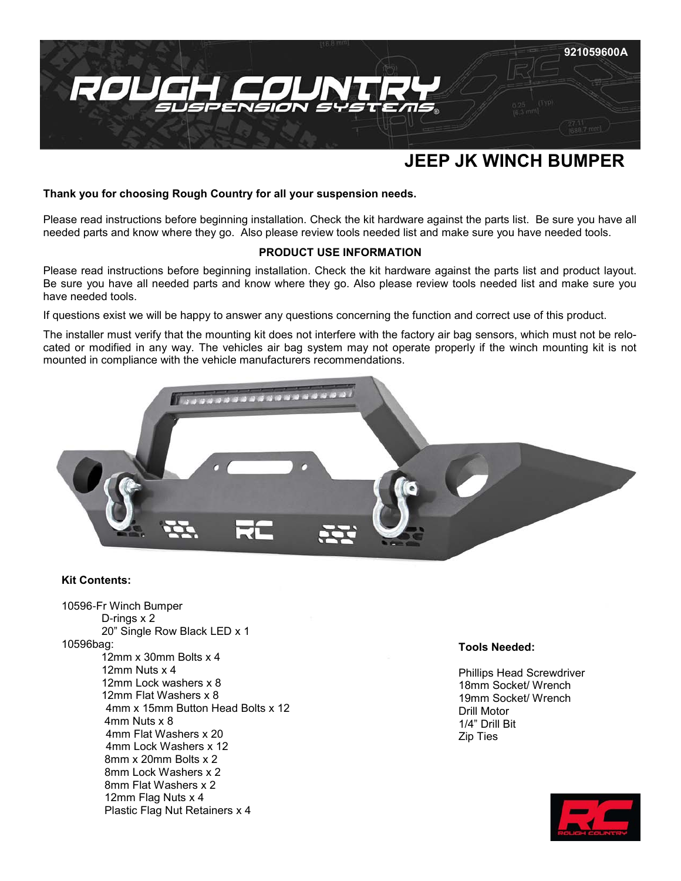921059600A

# JEEP JK WINCH BUMPER

**Thank you for choosing Rough Country for all your suspension needs.**

Please read instructions before beginning installation. Check the kit hardware against the parts list. Be sure you have all needed parts and know where they go. Also please review tools needed list and make sure you have needed tools.

**PRODUCT USE INFORMATION**

Please read instructions before beginning installation. Check the kit hardware against the parts list and product layout. Be sure you have all needed parts and know where they go. Also please review tools needed list and make sure you have needed tools.

If questions exist we will be happy to answer any questions concerning the function and correct use of this product.

The installer must verify that the mounting kit does not interfere with the factory air bag sensors, which must not be relocated or modified in any way. The vehicles air bag system may not operate properly if the winch mounting kit is not mounted in compliance with the vehicle manufacturers recommendations.

**Kit Contents:**

10596-Fr Winch Bumper
- D-rings x 2
- 20" Single Row Black LED x 1

10596bag:
- 12mm x 30mm Bolts x 4
- 12mm Nuts x 4
- 12mm Lock washers x 8
- 12mm Flat Washers x 8
- 4mm x 15mm Button Head Bolts x 12
- 4mm Nuts x 8
- 4mm Flat Washers x 20
- 4mm Lock Washers x 12
- 8mm x 20mm Bolts x 2
- 8mm Lock Washers x 2
- 8mm Flat Washers x 2
- 12mm Flag Nuts x 4
- Plastic Flag Nut Retainers x 4

**Tools Needed:**

- Phillips Head Screwdriver
- 18mm Socket/ Wrench
- 19mm Socket/ Wrench
- Drill Motor
- 1/4" Drill Bit
- Zip Ties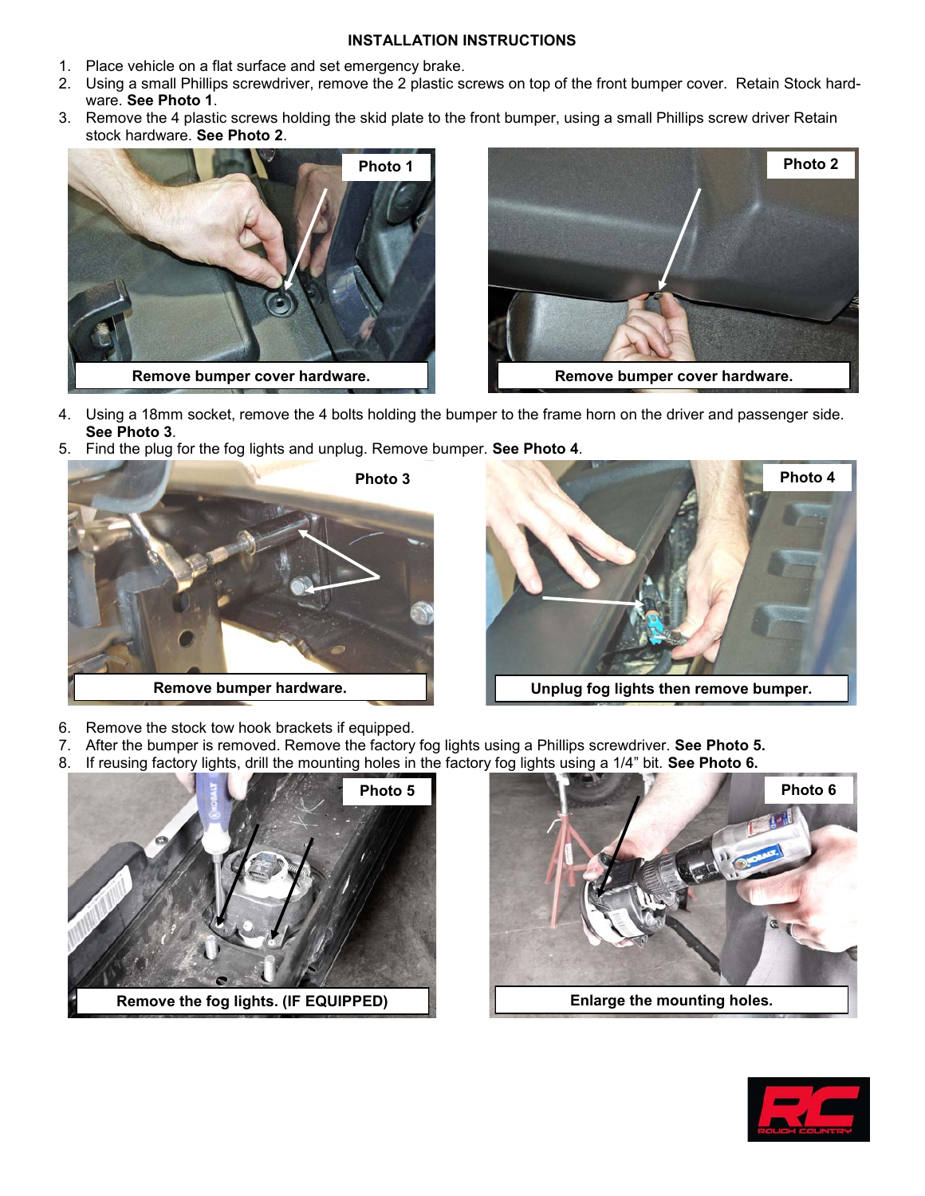**INSTALLATION INSTRUCTIONS**

1. Place vehicle on a flat surface and set emergency brake.
2. Using a small Phillips screwdriver, remove the 2 plastic screws on top of the front bumper cover. Retain Stock hardware. **See Photo 1**.
3. Remove the 4 plastic screws holding the skid plate to the front bumper, using a small Phillips screw driver Retain stock hardware. **See Photo 2**.

**Photo 1**

**Remove bumper cover hardware.**

**Photo 2**

**Remove bumper cover hardware.**

4. Using a 18mm socket, remove the 4 bolts holding the bumper to the frame horn on the driver and passenger side. **See Photo 3**.
5. Find the plug for the fog lights and unplug. Remove bumper. **See Photo 4**.

**Photo 3**

**Remove bumper hardware.**

**Photo 4**

**Unplug fog lights then remove bumper.**

6. Remove the stock tow hook brackets if equipped.
7. After the bumper is removed. Remove the factory fog lights using a Phillips screwdriver. **See Photo 5.**
8. If reusing factory lights, drill the mounting holes in the factory fog lights using a 1/4" bit. **See Photo 6.**

**Photo 5**

**Remove the fog lights. (IF EQUIPPED)**

**Photo 6**

**Enlarge the mounting holes.**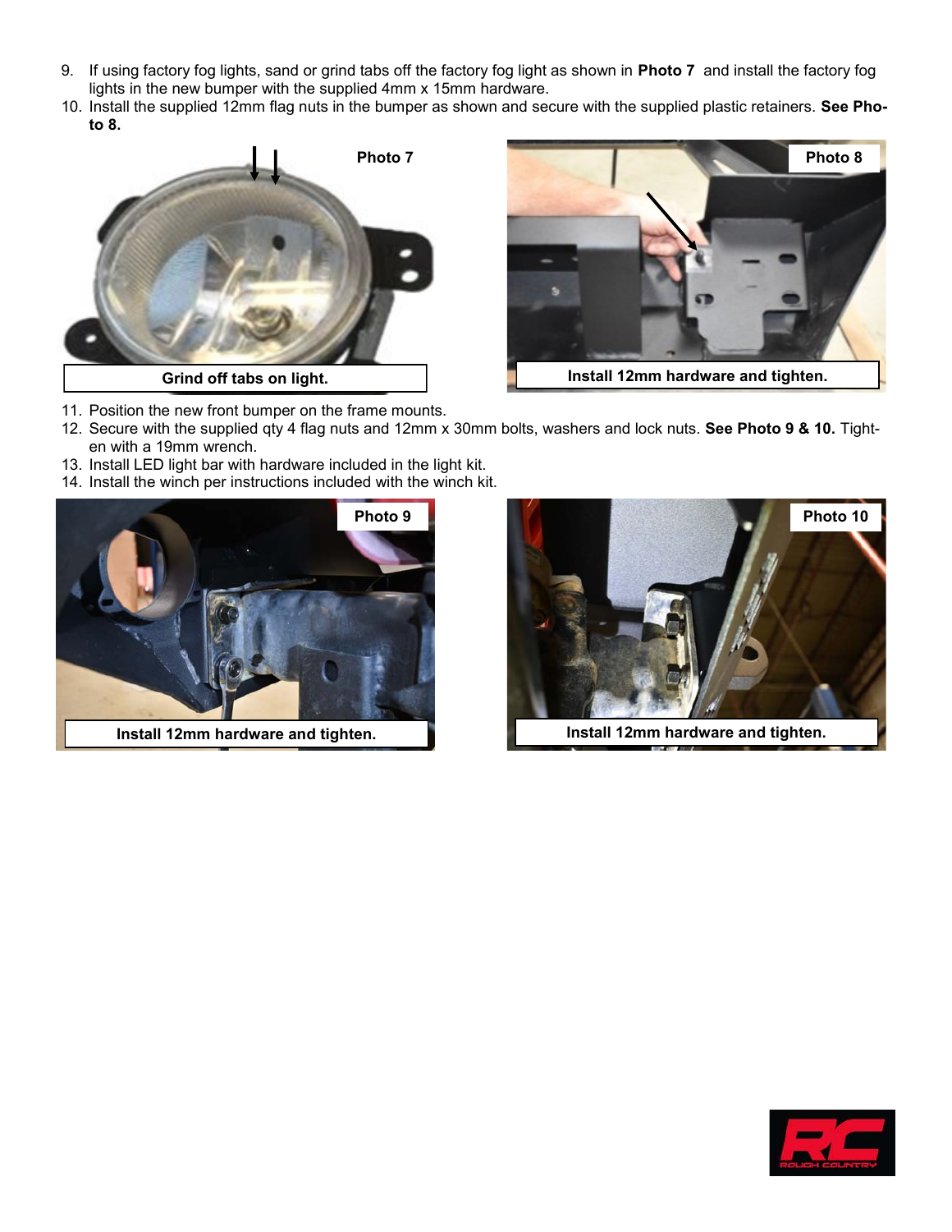9. If using factory fog lights, sand or grind tabs off the factory fog light as shown in **Photo 7** and install the factory fog lights in the new bumper with the supplied 4mm x 15mm hardware.
10. Install the supplied 12mm flag nuts in the bumper as shown and secure with the supplied plastic retainers. **See Photo 8.**

**Photo 7**

Grind off tabs on light.

**Photo 8**

Install 12mm hardware and tighten.

11. Position the new front bumper on the frame mounts.
12. Secure with the supplied qty 4 flag nuts and 12mm x 30mm bolts, washers and lock nuts. **See Photo 9 & 10.** Tighten with a 19mm wrench.
13. Install LED light bar with hardware included in the light kit.
14. Install the winch per instructions included with the winch kit.

**Photo 9**

Install 12mm hardware and tighten.

**Photo 10**

Install 12mm hardware and tighten.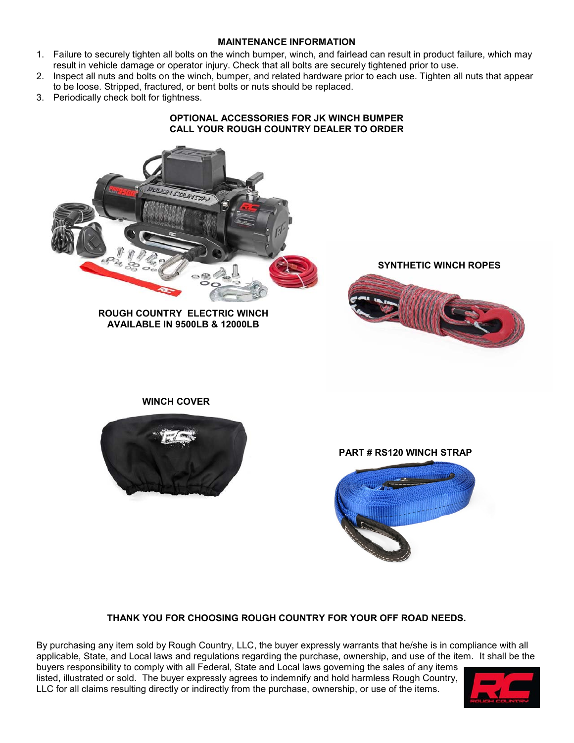## MAINTENANCE INFORMATION

1. Failure to securely tighten all bolts on the winch bumper, winch, and fairlead can result in product failure, which may result in vehicle damage or operator injury. Check that all bolts are securely tightened prior to use.
2. Inspect all nuts and bolts on the winch, bumper, and related hardware prior to each use. Tighten all nuts that appear to be loose. Stripped, fractured, or bent bolts or nuts should be replaced.
3. Periodically check bolt for tightness.

## OPTIONAL ACCESSORIES FOR JK WINCH BUMPER
## CALL YOUR ROUGH COUNTRY DEALER TO ORDER

**ROUGH COUNTRY ELECTRIC WINCH AVAILABLE IN 9500LB & 12000LB**

**SYNTHETIC WINCH ROPES**

**WINCH COVER**

**PART # RS120 WINCH STRAP**

**THANK YOU FOR CHOOSING ROUGH COUNTRY FOR YOUR OFF ROAD NEEDS.**

By purchasing any item sold by Rough Country, LLC, the buyer expressly warrants that he/she is in compliance with all applicable, State, and Local laws and regulations regarding the purchase, ownership, and use of the item. It shall be the buyers responsibility to comply with all Federal, State and Local laws governing the sales of any items listed, illustrated or sold. The buyer expressly agrees to indemnify and hold harmless Rough Country, LLC for all claims resulting directly or indirectly from the purchase, ownership, or use of the items.